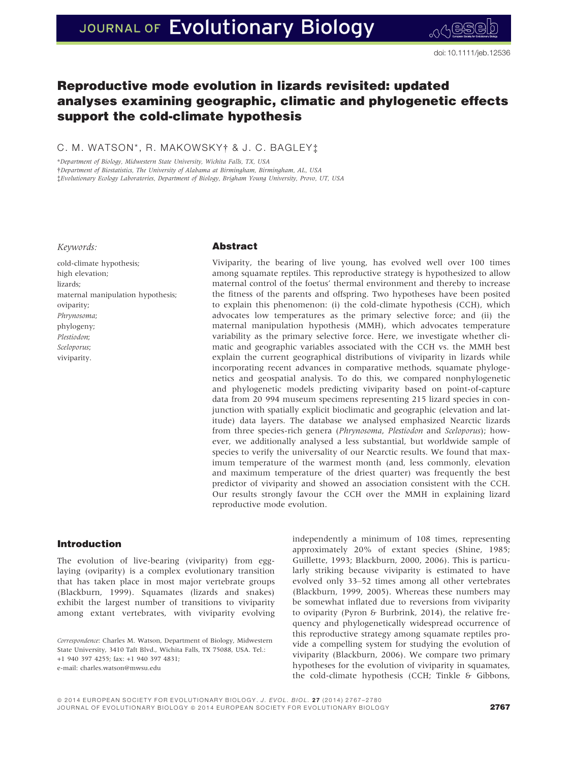doi: 10.1111/jeb.12536

# Reproductive mode evolution in lizards revisited: updated analyses examining geographic, climatic and phylogenetic effects support the cold-climate hypothesis

C. M. WATSON*, R. MAKOWSKY† & J. C. BAGLEY‡

*Department of Biology, Midwestern State University, Wichita Falls, TX, USA
†Department of Biostatistics, The University of Alabama at Birmingham, Birmingham, AL, USA
‡Evolutionary Ecology Laboratories, Department of Biology, Brigham Young University, Provo, UT, USA

*Keywords:*

cold-climate hypothesis;
high elevation;
lizards;
maternal manipulation hypothesis;
oviparity;
*Phrynosoma*;
phylogeny;
*Plestiodon*;
*Sceloporus*;
viviparity.

## Abstract

Viviparity, the bearing of live young, has evolved well over 100 times among squamate reptiles. This reproductive strategy is hypothesized to allow maternal control of the foetus' thermal environment and thereby to increase the fitness of the parents and offspring. Two hypotheses have been posited to explain this phenomenon: (i) the cold-climate hypothesis (CCH), which advocates low temperatures as the primary selective force; and (ii) the maternal manipulation hypothesis (MMH), which advocates temperature variability as the primary selective force. Here, we investigate whether climatic and geographic variables associated with the CCH vs. the MMH best explain the current geographical distributions of viviparity in lizards while incorporating recent advances in comparative methods, squamate phylogenetics and geospatial analysis. To do this, we compared nonphylogenetic and phylogenetic models predicting viviparity based on point-of-capture data from 20 994 museum specimens representing 215 lizard species in conjunction with spatially explicit bioclimatic and geographic (elevation and latitude) data layers. The database we analysed emphasized Nearctic lizards from three species-rich genera (*Phrynosoma*, *Plestiodon* and *Sceloporus*); however, we additionally analysed a less substantial, but worldwide sample of species to verify the universality of our Nearctic results. We found that maximum temperature of the warmest month (and, less commonly, elevation and maximum temperature of the driest quarter) was frequently the best predictor of viviparity and showed an association consistent with the CCH. Our results strongly favour the CCH over the MMH in explaining lizard reproductive mode evolution.

## Introduction

The evolution of live-bearing (viviparity) from egg-laying (oviparity) is a complex evolutionary transition that has taken place in most major vertebrate groups (Blackburn, 1999). Squamates (lizards and snakes) exhibit the largest number of transitions to viviparity among extant vertebrates, with viviparity evolving independently a minimum of 108 times, representing approximately 20% of extant species (Shine, 1985; Guillette, 1993; Blackburn, 2000, 2006). This is particularly striking because viviparity is estimated to have evolved only 33–52 times among all other vertebrates (Blackburn, 1999, 2005). Whereas these numbers may be somewhat inflated due to reversions from viviparity to oviparity (Pyron & Burbrink, 2014), the relative frequency and phylogenetically widespread occurrence of this reproductive strategy among squamate reptiles provide a compelling system for studying the evolution of viviparity (Blackburn, 2006). We compare two primary hypotheses for the evolution of viviparity in squamates, the cold-climate hypothesis (CCH; Tinkle & Gibbons,

*Correspondence*: Charles M. Watson, Department of Biology, Midwestern State University, 3410 Taft Blvd., Wichita Falls, TX 75088, USA. Tel.: +1 940 397 4255; fax: +1 940 397 4831; e-mail: charles.watson@mwsu.edu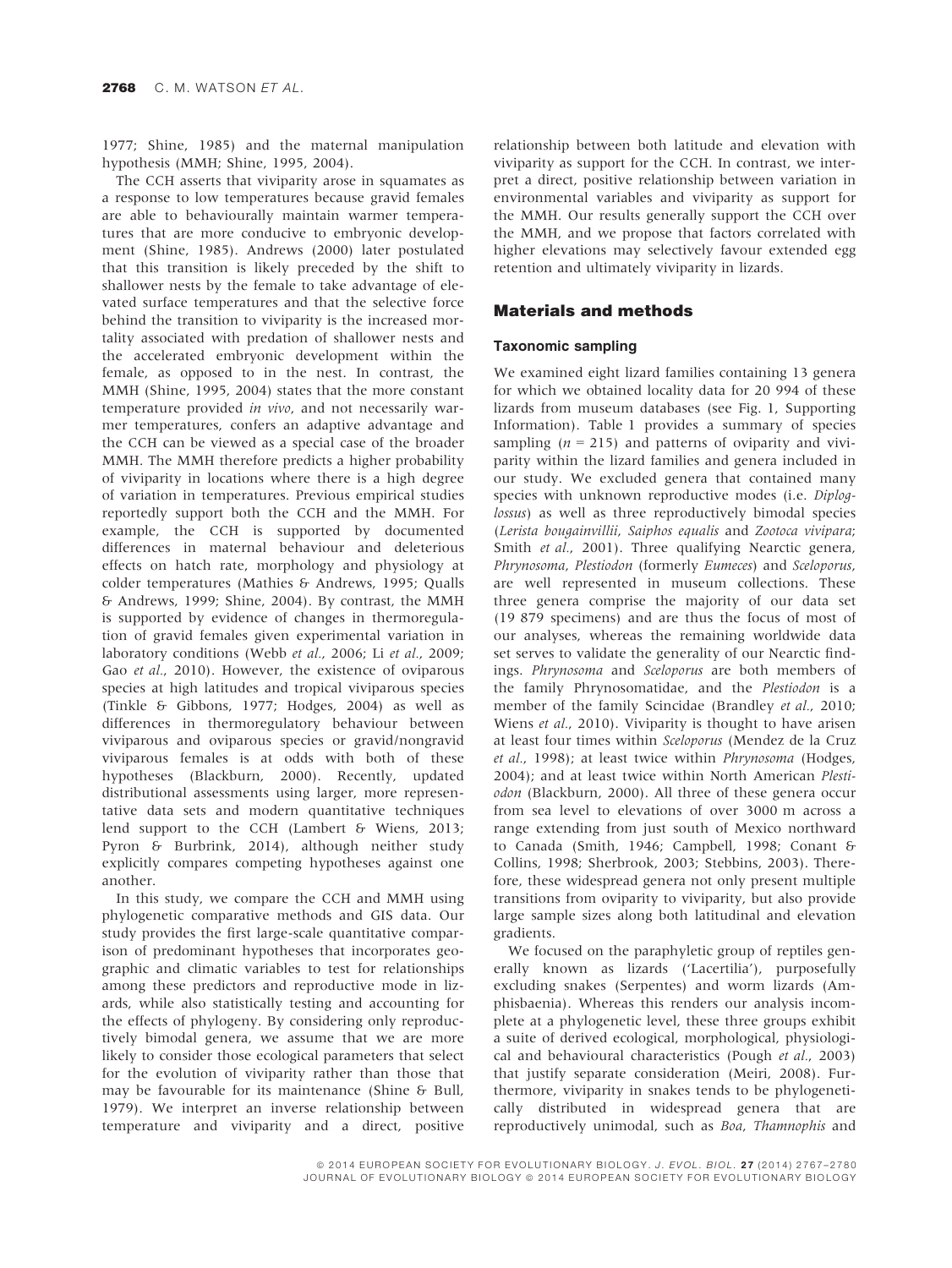1977; Shine, 1985) and the maternal manipulation hypothesis (MMH; Shine, 1995, 2004).

The CCH asserts that viviparity arose in squamates as a response to low temperatures because gravid females are able to behaviourally maintain warmer temperatures that are more conducive to embryonic development (Shine, 1985). Andrews (2000) later postulated that this transition is likely preceded by the shift to shallower nests by the female to take advantage of elevated surface temperatures and that the selective force behind the transition to viviparity is the increased mortality associated with predation of shallower nests and the accelerated embryonic development within the female, as opposed to in the nest. In contrast, the MMH (Shine, 1995, 2004) states that the more constant temperature provided *in vivo*, and not necessarily warmer temperatures, confers an adaptive advantage and the CCH can be viewed as a special case of the broader MMH. The MMH therefore predicts a higher probability of viviparity in locations where there is a high degree of variation in temperatures. Previous empirical studies reportedly support both the CCH and the MMH. For example, the CCH is supported by documented differences in maternal behaviour and deleterious effects on hatch rate, morphology and physiology at colder temperatures (Mathies & Andrews, 1995; Qualls & Andrews, 1999; Shine, 2004). By contrast, the MMH is supported by evidence of changes in thermoregulation of gravid females given experimental variation in laboratory conditions (Webb *et al.*, 2006; Li *et al.*, 2009; Gao *et al.*, 2010). However, the existence of oviparous species at high latitudes and tropical viviparous species (Tinkle & Gibbons, 1977; Hodges, 2004) as well as differences in thermoregulatory behaviour between viviparous and oviparous species or gravid/nongravid viviparous females is at odds with both of these hypotheses (Blackburn, 2000). Recently, updated distributional assessments using larger, more representative data sets and modern quantitative techniques lend support to the CCH (Lambert & Wiens, 2013; Pyron & Burbrink, 2014), although neither study explicitly compares competing hypotheses against one another.

In this study, we compare the CCH and MMH using phylogenetic comparative methods and GIS data. Our study provides the first large-scale quantitative comparison of predominant hypotheses that incorporates geographic and climatic variables to test for relationships among these predictors and reproductive mode in lizards, while also statistically testing and accounting for the effects of phylogeny. By considering only reproductively bimodal genera, we assume that we are more likely to consider those ecological parameters that select for the evolution of viviparity rather than those that may be favourable for its maintenance (Shine & Bull, 1979). We interpret an inverse relationship between temperature and viviparity and a direct, positive relationship between both latitude and elevation with viviparity as support for the CCH. In contrast, we interpret a direct, positive relationship between variation in environmental variables and viviparity as support for the MMH. Our results generally support the CCH over the MMH, and we propose that factors correlated with higher elevations may selectively favour extended egg retention and ultimately viviparity in lizards.

## Materials and methods

### Taxonomic sampling

We examined eight lizard families containing 13 genera for which we obtained locality data for 20 994 of these lizards from museum databases (see Fig. 1, Supporting Information). Table 1 provides a summary of species sampling ($n = 215$) and patterns of oviparity and viviparity within the lizard families and genera included in our study. We excluded genera that contained many species with unknown reproductive modes (i.e. *Diploglossus*) as well as three reproductively bimodal species (*Lerista bougainvillii*, *Saiphos equalis* and *Zootoca vivipara*; Smith *et al.*, 2001). Three qualifying Nearctic genera, *Phrynosoma*, *Plestiodon* (formerly *Eumeces*) and *Sceloporus*, are well represented in museum collections. These three genera comprise the majority of our data set (19 879 specimens) and are thus the focus of most of our analyses, whereas the remaining worldwide data set serves to validate the generality of our Nearctic findings. *Phrynosoma* and *Sceloporus* are both members of the family Phrynosomatidae, and the *Plestiodon* is a member of the family Scincidae (Brandley *et al.*, 2010; Wiens *et al.*, 2010). Viviparity is thought to have arisen at least four times within *Sceloporus* (Mendez de la Cruz *et al.*, 1998); at least twice within *Phrynosoma* (Hodges, 2004); and at least twice within North American *Plestiodon* (Blackburn, 2000). All three of these genera occur from sea level to elevations of over 3000 m across a range extending from just south of Mexico northward to Canada (Smith, 1946; Campbell, 1998; Conant & Collins, 1998; Sherbrook, 2003; Stebbins, 2003). Therefore, these widespread genera not only present multiple transitions from oviparity to viviparity, but also provide large sample sizes along both latitudinal and elevation gradients.

We focused on the paraphyletic group of reptiles generally known as lizards ('Lacertilia'), purposefully excluding snakes (Serpentes) and worm lizards (Amphisbaenia). Whereas this renders our analysis incomplete at a phylogenetic level, these three groups exhibit a suite of derived ecological, morphological, physiological and behavioural characteristics (Pough *et al.*, 2003) that justify separate consideration (Meiri, 2008). Furthermore, viviparity in snakes tends to be phylogenetically distributed in widespread genera that are reproductively unimodal, such as *Boa*, *Thamnophis* and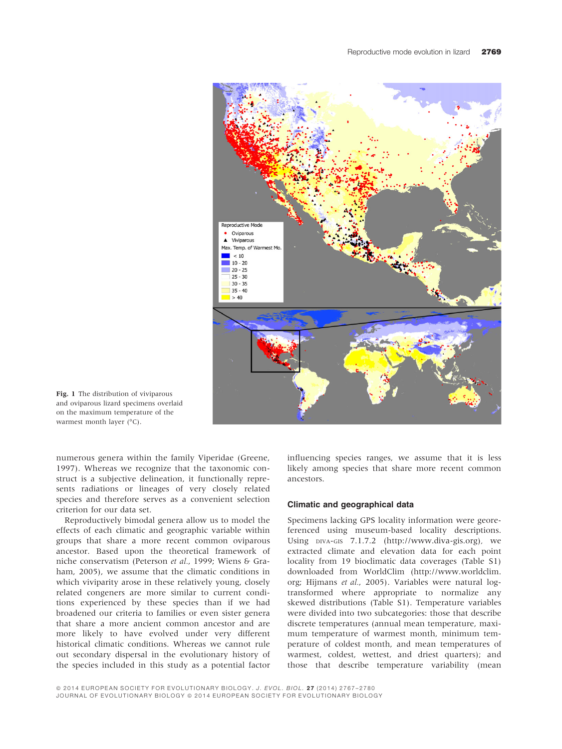Fig. 1 The distribution of viviparous and oviparous lizard specimens overlaid on the maximum temperature of the warmest month layer (°C).

numerous genera within the family Viperidae (Greene, 1997). Whereas we recognize that the taxonomic construct is a subjective delineation, it functionally represents radiations or lineages of very closely related species and therefore serves as a convenient selection criterion for our data set.

Reproductively bimodal genera allow us to model the effects of each climatic and geographic variable within groups that share a more recent common oviparous ancestor. Based upon the theoretical framework of niche conservatism (Peterson *et al.*, 1999; Wiens & Graham, 2005), we assume that the climatic conditions in which viviparity arose in these relatively young, closely related congeners are more similar to current conditions experienced by these species than if we had broadened our criteria to families or even sister genera that share a more ancient common ancestor and are more likely to have evolved under very different historical climatic conditions. Whereas we cannot rule out secondary dispersal in the evolutionary history of the species included in this study as a potential factor influencing species ranges, we assume that it is less likely among species that share more recent common ancestors.

## Climatic and geographical data

Specimens lacking GPS locality information were georeferenced using museum-based locality descriptions. Using DIVA-GIS 7.1.7.2 (http://www.diva-gis.org), we extracted climate and elevation data for each point locality from 19 bioclimatic data coverages (Table S1) downloaded from WorldClim (http://www.worldclim.org; Hijmans *et al.*, 2005). Variables were natural log-transformed where appropriate to normalize any skewed distributions (Table S1). Temperature variables were divided into two subcategories: those that describe discrete temperatures (annual mean temperature, maximum temperature of warmest month, minimum temperature of coldest month, and mean temperatures of warmest, coldest, wettest, and driest quarters); and those that describe temperature variability (mean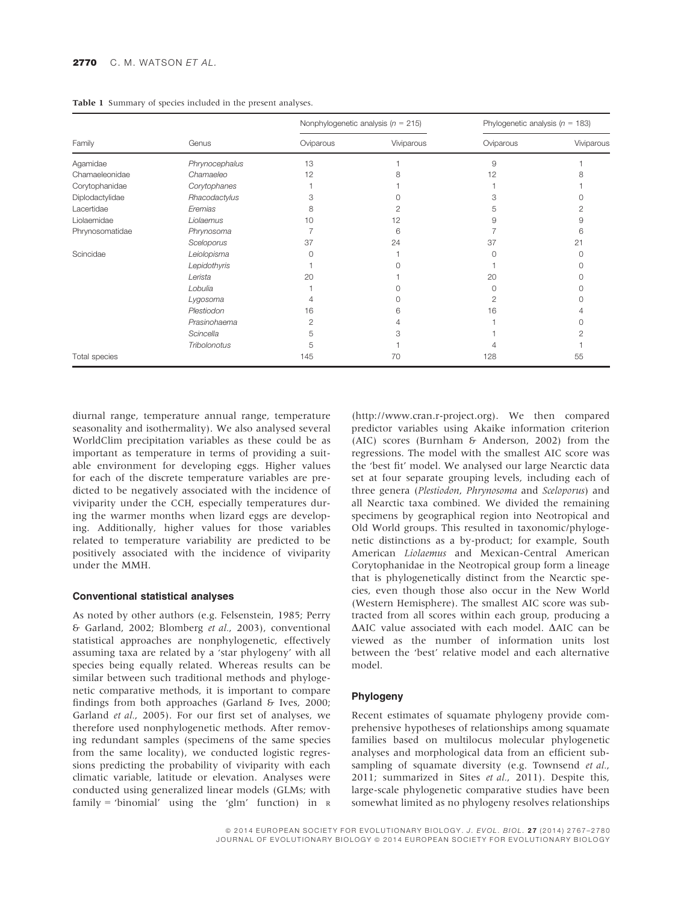**Table 1** Summary of species included in the present analyses.

| Family | Genus | Nonphylogenetic analysis ($n$ = 215) | | Phylogenetic analysis ($n$ = 183) | |
|---|---|---|---|---|---|
| | | Oviparous | Viviparous | Oviparous | Viviparous |
| Agamidae | *Phrynocephalus* | 13 | 1 | 9 | 1 |
| Chamaeleonidae | *Chamaeleo* | 12 | 8 | 12 | 8 |
| Corytophanidae | *Corytophanes* | 1 | 1 | 1 | 1 |
| Diplodactylidae | *Rhacodactylus* | 3 | 0 | 3 | 0 |
| Lacertidae | *Eremias* | 8 | 2 | 5 | 2 |
| Liolaemidae | *Liolaemus* | 10 | 12 | 9 | 9 |
| Phrynosomatidae | *Phrynosoma* | 7 | 6 | 7 | 6 |
| | *Sceloporus* | 37 | 24 | 37 | 21 |
| Scincidae | *Leiolopisma* | 0 | 1 | 0 | 0 |
| | *Lepidothyris* | 1 | 0 | 1 | 0 |
| | *Lerista* | 20 | 1 | 20 | 0 |
| | *Lobulia* | 1 | 0 | 0 | 0 |
| | *Lygosoma* | 4 | 0 | 2 | 0 |
| | *Plestiodon* | 16 | 6 | 16 | 4 |
| | *Prasinohaema* | 2 | 4 | 1 | 0 |
| | *Scincella* | 5 | 3 | 1 | 2 |
| | *Tribolonotus* | 5 | 1 | 4 | 1 |
| Total species | | 145 | 70 | 128 | 55 |

diurnal range, temperature annual range, temperature seasonality and isothermality). We also analysed several WorldClim precipitation variables as these could be as important as temperature in terms of providing a suitable environment for developing eggs. Higher values for each of the discrete temperature variables are predicted to be negatively associated with the incidence of viviparity under the CCH, especially temperatures during the warmer months when lizard eggs are developing. Additionally, higher values for those variables related to temperature variability are predicted to be positively associated with the incidence of viviparity under the MMH.

### Conventional statistical analyses

As noted by other authors (e.g. Felsenstein, 1985; Perry & Garland, 2002; Blomberg *et al.*, 2003), conventional statistical approaches are nonphylogenetic, effectively assuming taxa are related by a 'star phylogeny' with all species being equally related. Whereas results can be similar between such traditional methods and phylogenetic comparative methods, it is important to compare findings from both approaches (Garland & Ives, 2000; Garland *et al.*, 2005). For our first set of analyses, we therefore used nonphylogenetic methods. After removing redundant samples (specimens of the same species from the same locality), we conducted logistic regressions predicting the probability of viviparity with each climatic variable, latitude or elevation. Analyses were conducted using generalized linear models (GLMs; with family = 'binomial' using the 'glm' function) in R (http://www.cran.r-project.org). We then compared predictor variables using Akaike information criterion (AIC) scores (Burnham & Anderson, 2002) from the regressions. The model with the smallest AIC score was the 'best fit' model. We analysed our large Nearctic data set at four separate grouping levels, including each of three genera (*Plestiodon*, *Phrynosoma* and *Sceloporus*) and all Nearctic taxa combined. We divided the remaining specimens by geographical region into Neotropical and Old World groups. This resulted in taxonomic/phylogenetic distinctions as a by-product; for example, South American *Liolaemus* and Mexican-Central American Corytophanidae in the Neotropical group form a lineage that is phylogenetically distinct from the Nearctic species, even though those also occur in the New World (Western Hemisphere). The smallest AIC score was subtracted from all scores within each group, producing a ΔAIC value associated with each model. ΔAIC can be viewed as the number of information units lost between the 'best' relative model and each alternative model.

### Phylogeny

Recent estimates of squamate phylogeny provide comprehensive hypotheses of relationships among squamate families based on multilocus molecular phylogenetic analyses and morphological data from an efficient subsampling of squamate diversity (e.g. Townsend *et al.*, 2011; summarized in Sites *et al.*, 2011). Despite this, large-scale phylogenetic comparative studies have been somewhat limited as no phylogeny resolves relationships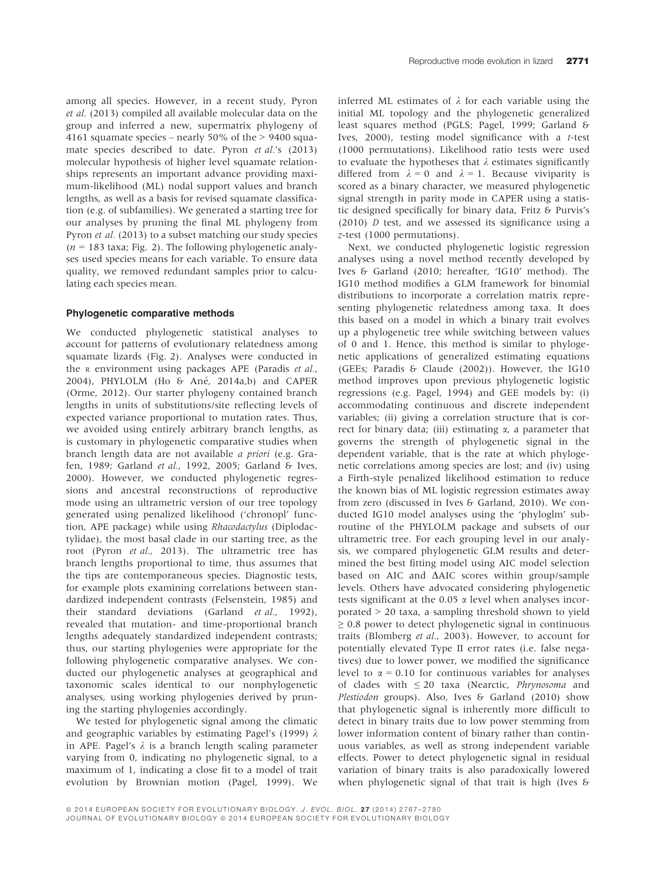among all species. However, in a recent study, Pyron *et al.* (2013) compiled all available molecular data on the group and inferred a new, supermatrix phylogeny of 4161 squamate species – nearly 50% of the > 9400 squamate species described to date. Pyron *et al.*'s (2013) molecular hypothesis of higher level squamate relationships represents an important advance providing maximum-likelihood (ML) nodal support values and branch lengths, as well as a basis for revised squamate classification (e.g. of subfamilies). We generated a starting tree for our analyses by pruning the final ML phylogeny from Pyron *et al.* (2013) to a subset matching our study species ($n = 183$ taxa; Fig. 2). The following phylogenetic analyses used species means for each variable. To ensure data quality, we removed redundant samples prior to calculating each species mean.

### Phylogenetic comparative methods

We conducted phylogenetic statistical analyses to account for patterns of evolutionary relatedness among squamate lizards (Fig. 2). Analyses were conducted in the R environment using packages APE (Paradis *et al.*, 2004), PHYLOLM (Ho & Ané, 2014a,b) and CAPER (Orme, 2012). Our starter phylogeny contained branch lengths in units of substitutions/site reflecting levels of expected variance proportional to mutation rates. Thus, we avoided using entirely arbitrary branch lengths, as is customary in phylogenetic comparative studies when branch length data are not available *a priori* (e.g. Grafen, 1989; Garland *et al.*, 1992, 2005; Garland & Ives, 2000). However, we conducted phylogenetic regressions and ancestral reconstructions of reproductive mode using an ultrametric version of our tree topology generated using penalized likelihood ('chronopl' function, APE package) while using *Rhacodactylus* (Diplodactylidae), the most basal clade in our starting tree, as the root (Pyron *et al.*, 2013). The ultrametric tree has branch lengths proportional to time, thus assumes that the tips are contemporaneous species. Diagnostic tests, for example plots examining correlations between standardized independent contrasts (Felsenstein, 1985) and their standard deviations (Garland *et al.*, 1992), revealed that mutation- and time-proportional branch lengths adequately standardized independent contrasts; thus, our starting phylogenies were appropriate for the following phylogenetic comparative analyses. We conducted our phylogenetic analyses at geographical and taxonomic scales identical to our nonphylogenetic analyses, using working phylogenies derived by pruning the starting phylogenies accordingly.

We tested for phylogenetic signal among the climatic and geographic variables by estimating Pagel's (1999) $\lambda$ in APE. Pagel's $\lambda$ is a branch length scaling parameter varying from 0, indicating no phylogenetic signal, to a maximum of 1, indicating a close fit to a model of trait evolution by Brownian motion (Pagel, 1999). We inferred ML estimates of $\lambda$ for each variable using the initial ML topology and the phylogenetic generalized least squares method (PGLS; Pagel, 1999; Garland & Ives, 2000), testing model significance with a *t*-test (1000 permutations). Likelihood ratio tests were used to evaluate the hypotheses that $\lambda$ estimates significantly differed from $\lambda = 0$ and $\lambda = 1$. Because viviparity is scored as a binary character, we measured phylogenetic signal strength in parity mode in CAPER using a statistic designed specifically for binary data, Fritz & Purvis's (2010) *D* test, and we assessed its significance using a *z*-test (1000 permutations).

Next, we conducted phylogenetic logistic regression analyses using a novel method recently developed by Ives & Garland (2010; hereafter, 'IG10' method). The IG10 method modifies a GLM framework for binomial distributions to incorporate a correlation matrix representing phylogenetic relatedness among taxa. It does this based on a model in which a binary trait evolves up a phylogenetic tree while switching between values of 0 and 1. Hence, this method is similar to phylogenetic applications of generalized estimating equations (GEEs; Paradis & Claude (2002)). However, the IG10 method improves upon previous phylogenetic logistic regressions (e.g. Pagel, 1994) and GEE models by: (i) accommodating continuous and discrete independent variables; (ii) giving a correlation structure that is correct for binary data; (iii) estimating $\alpha$, a parameter that governs the strength of phylogenetic signal in the dependent variable, that is the rate at which phylogenetic correlations among species are lost; and (iv) using a Firth-style penalized likelihood estimation to reduce the known bias of ML logistic regression estimates away from zero (discussed in Ives & Garland, 2010). We conducted IG10 model analyses using the 'phyloglm' subroutine of the PHYLOLM package and subsets of our ultrametric tree. For each grouping level in our analysis, we compared phylogenetic GLM results and determined the best fitting model using AIC model selection based on AIC and ΔAIC scores within group/sample levels. Others have advocated considering phylogenetic tests significant at the 0.05 $\alpha$ level when analyses incorporated > 20 taxa, a sampling threshold shown to yield ≥ 0.8 power to detect phylogenetic signal in continuous traits (Blomberg *et al.*, 2003). However, to account for potentially elevated Type II error rates (i.e. false negatives) due to lower power, we modified the significance level to $\alpha = 0.10$ for continuous variables for analyses of clades with ≤ 20 taxa (Nearctic, *Phrynosoma* and *Plestiodon* groups). Also, Ives & Garland (2010) show that phylogenetic signal is inherently more difficult to detect in binary traits due to low power stemming from lower information content of binary rather than continuous variables, as well as strong independent variable effects. Power to detect phylogenetic signal in residual variation of binary traits is also paradoxically lowered when phylogenetic signal of that trait is high (Ives &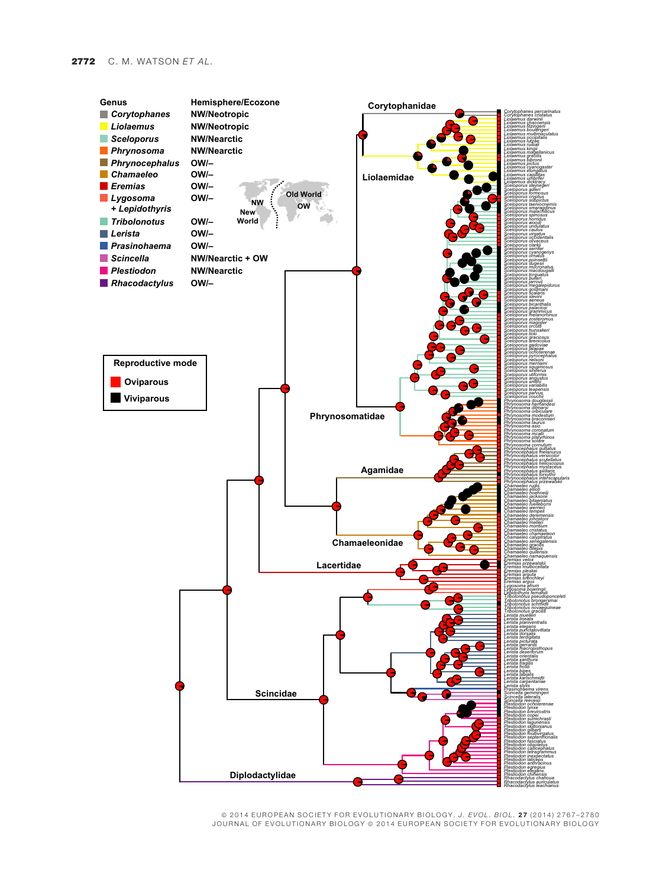| Genus | Hemisphere/Ecozone |
|---|---|
| *Corytophanes* | NW/Neotropic |
| *Liolaemus* | NW/Neotropic |
| *Sceloporus* | NW/Nearctic |
| *Phrynosoma* | NW/Nearctic |
| *Phrynocephalus* | OW/– |
| *Chamaeleo* | OW/– |
| *Eremias* | OW/– |
| *Lygosoma* + *Lepidothyris* | OW/– |
| *Tribolonotus* | OW/– |
| *Lerista* | OW/– |
| *Prasinohaema* | OW/– |
| *Scincella* | NW/Nearctic + OW |
| *Plestiodon* | NW/Nearctic |
| *Rhacodactylus* | OW/– |

NW New World | Old World OW

**Reproductive mode**

- Oviparous
- Viviparous

Corytophanidae, Liolaemidae, Phrynosomatidae, Agamidae, Chamaeleonidae, Lacertidae, Scincidae, Diplodactylidae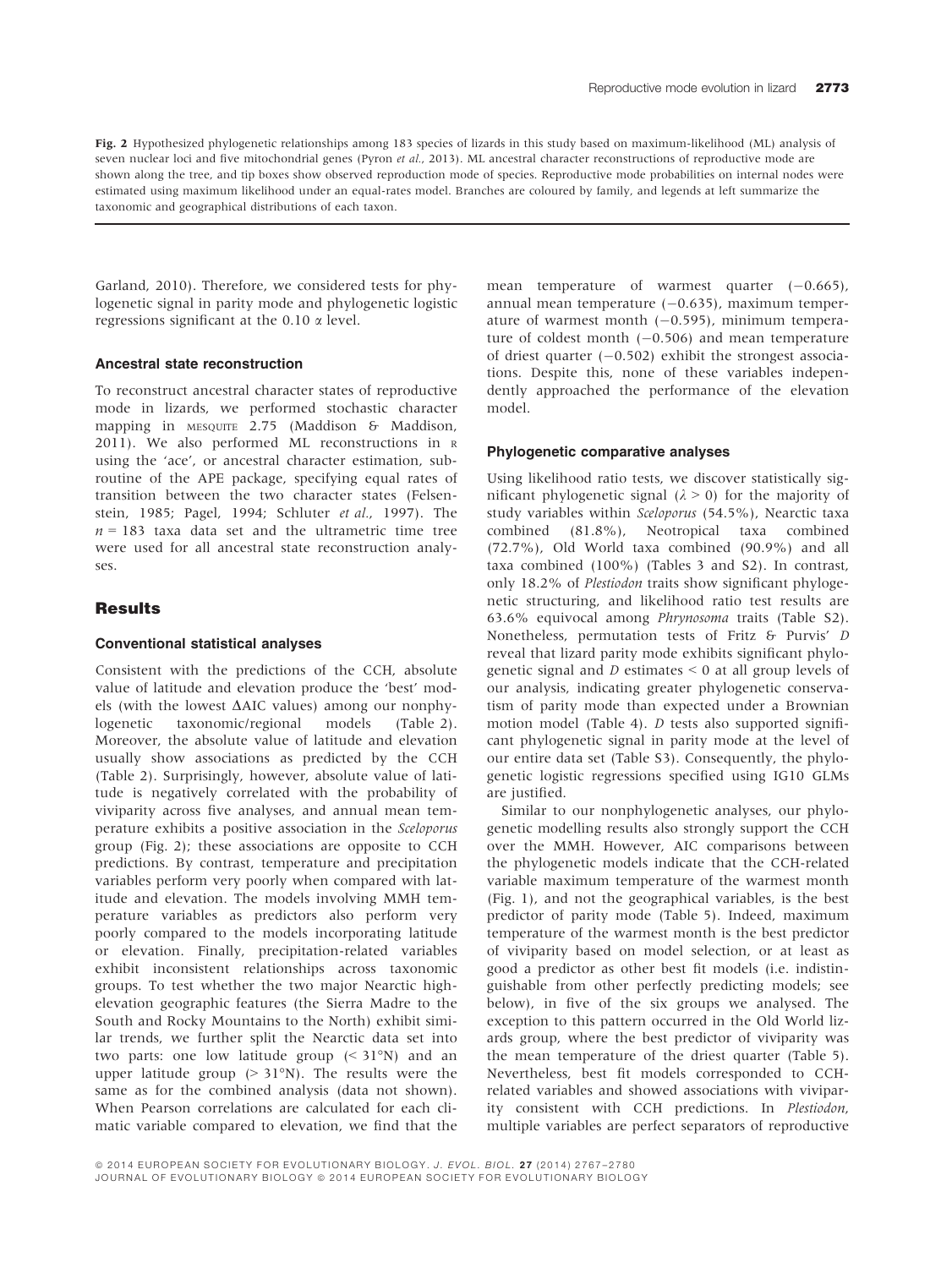**Fig. 2** Hypothesized phylogenetic relationships among 183 species of lizards in this study based on maximum-likelihood (ML) analysis of seven nuclear loci and five mitochondrial genes (Pyron *et al.*, 2013). ML ancestral character reconstructions of reproductive mode are shown along the tree, and tip boxes show observed reproduction mode of species. Reproductive mode probabilities on internal nodes were estimated using maximum likelihood under an equal-rates model. Branches are coloured by family, and legends at left summarize the taxonomic and geographical distributions of each taxon.

Garland, 2010). Therefore, we considered tests for phylogenetic signal in parity mode and phylogenetic logistic regressions significant at the 0.10 $\alpha$ level.

### Ancestral state reconstruction

To reconstruct ancestral character states of reproductive mode in lizards, we performed stochastic character mapping in MESQUITE 2.75 (Maddison & Maddison, 2011). We also performed ML reconstructions in R using the 'ace', or ancestral character estimation, subroutine of the APE package, specifying equal rates of transition between the two character states (Felsenstein, 1985; Pagel, 1994; Schluter *et al.*, 1997). The $n = 183$ taxa data set and the ultrametric time tree were used for all ancestral state reconstruction analyses.

## Results

### Conventional statistical analyses

Consistent with the predictions of the CCH, absolute value of latitude and elevation produce the 'best' models (with the lowest $\Delta$AIC values) among our nonphylogenetic taxonomic/regional models (Table 2). Moreover, the absolute value of latitude and elevation usually show associations as predicted by the CCH (Table 2). Surprisingly, however, absolute value of latitude is negatively correlated with the probability of viviparity across five analyses, and annual mean temperature exhibits a positive association in the *Sceloporus* group (Fig. 2); these associations are opposite to CCH predictions. By contrast, temperature and precipitation variables perform very poorly when compared with latitude and elevation. The models involving MMH temperature variables as predictors also perform very poorly compared to the models incorporating latitude or elevation. Finally, precipitation-related variables exhibit inconsistent relationships across taxonomic groups. To test whether the two major Nearctic high-elevation geographic features (the Sierra Madre to the South and Rocky Mountains to the North) exhibit similar trends, we further split the Nearctic data set into two parts: one low latitude group (< 31°N) and an upper latitude group (> 31°N). The results were the same as for the combined analysis (data not shown). When Pearson correlations are calculated for each climatic variable compared to elevation, we find that the mean temperature of warmest quarter (−0.665), annual mean temperature (−0.635), maximum temperature of warmest month (−0.595), minimum temperature of coldest month (−0.506) and mean temperature of driest quarter (−0.502) exhibit the strongest associations. Despite this, none of these variables independently approached the performance of the elevation model.

### Phylogenetic comparative analyses

Using likelihood ratio tests, we discover statistically significant phylogenetic signal ($\lambda > 0$) for the majority of study variables within *Sceloporus* (54.5%), Nearctic taxa combined (81.8%), Neotropical taxa combined (72.7%), Old World taxa combined (90.9%) and all taxa combined (100%) (Tables 3 and S2). In contrast, only 18.2% of *Plestiodon* traits show significant phylogenetic structuring, and likelihood ratio test results are 63.6% equivocal among *Phrynosoma* traits (Table S2). Nonetheless, permutation tests of Fritz & Purvis' *D* reveal that lizard parity mode exhibits significant phylogenetic signal and *D* estimates < 0 at all group levels of our analysis, indicating greater phylogenetic conservatism of parity mode than expected under a Brownian motion model (Table 4). *D* tests also supported significant phylogenetic signal in parity mode at the level of our entire data set (Table S3). Consequently, the phylogenetic logistic regressions specified using IG10 GLMs are justified.

Similar to our nonphylogenetic analyses, our phylogenetic modelling results also strongly support the CCH over the MMH. However, AIC comparisons between the phylogenetic models indicate that the CCH-related variable maximum temperature of the warmest month (Fig. 1), and not the geographical variables, is the best predictor of parity mode (Table 5). Indeed, maximum temperature of the warmest month is the best predictor of viviparity based on model selection, or at least as good a predictor as other best fit models (i.e. indistinguishable from other perfectly predicting models; see below), in five of the six groups we analysed. The exception to this pattern occurred in the Old World lizards group, where the best predictor of viviparity was the mean temperature of the driest quarter (Table 5). Nevertheless, best fit models corresponded to CCH-related variables and showed associations with viviparity consistent with CCH predictions. In *Plestiodon*, multiple variables are perfect separators of reproductive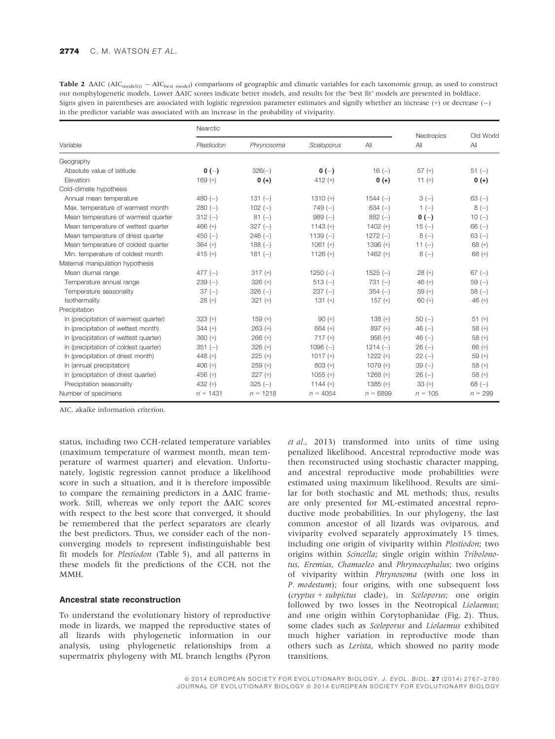**Table 2** ΔAIC ($AIC_{model(i)} - AIC_{best\ model}$) comparisons of geographic and climatic variables for each taxonomic group, as used to construct our nonphylogenetic models. Lower ΔAIC scores indicate better models, and results for the 'best fit' models are presented in boldface. Signs given in parentheses are associated with logistic regression parameter estimates and signify whether an increase (+) or decrease (−) in the predictor variable was associated with an increase in the probability of viviparity.

| Variable | Nearctic | | | | Neotropics | Old World |
|---|---|---|---|---|---|---|
| | *Plestiodon* | *Phrynosoma* | *Sceloporus* | All | All | All |
| Geography | | | | | | |
| Absolute value of latitude | **0 (−)** | 326(−) | **0 (−)** | 16 (−) | 57 (+) | 51 (−) |
| Elevation | 169 (+) | **0 (+)** | 412 (+) | **0 (+)** | 11 (+) | **0 (+)** |
| Cold-climate hypothesis | | | | | | |
| Annual mean temperature | 480 (−) | 131 (−) | 1310 (+) | 1544 (−) | 3 (−) | 63 (−) |
| Max. temperature of warmest month | 280 (−) | 102 (−) | 749 (−) | 634 (−) | 1 (−) | 8 (−) |
| Mean temperature of warmest quarter | 312 (−) | 81 (−) | 989 (−) | 882 (−) | **0 (−)** | 10 (−) |
| Mean temperature of wettest quarter | 466 (+) | 327 (−) | 1143 (+) | 1402 (+) | 15 (−) | 66 (−) |
| Mean temperature of driest quarter | 450 (−) | 246 (−) | 1139 (−) | 1272 (−) | 8 (−) | 63 (−) |
| Mean temperature of coldest quarter | 364 (+) | 188 (−) | 1061 (+) | 1396 (+) | 11 (−) | 68 (+) |
| Min. temperature of coldest month | 415 (+) | 181 (−) | 1126 (+) | 1462 (+) | 8 (−) | 68 (+) |
| Maternal manipulation hypothesis | | | | | | |
| Mean diurnal range | 477 (−) | 317 (+) | 1250 (−) | 1525 (−) | 28 (+) | 67 (−) |
| Temperature annual range | 239 (−) | 326 (+) | 513 (−) | 731 (−) | 46 (+) | 59 (−) |
| Temperature seasonality | 37 (−) | 326 (−) | 237 (−) | 354 (−) | 59 (+) | 58 (−) |
| Isothermality | 28 (+) | 321 (+) | 131 (+) | 157 (+) | 60 (+) | 46 (+) |
| Precipitation | | | | | | |
| ln (precipitation of warmest quarter) | 323 (+) | 159 (+) | 90 (+) | 138 (+) | 50 (−) | 51 (+) |
| ln (precipitation of wettest month) | 344 (+) | 263 (+) | 664 (+) | 897 (+) | 46 (−) | 58 (+) |
| ln (precipitation of wettest quarter) | 360 (+) | 266 (+) | 717 (+) | 956 (+) | 46 (−) | 58 (+) |
| ln (precipitation of coldest quarter) | 351 (−) | 326 (+) | 1096 (−) | 1214 (−) | 26 (−) | 66 (+) |
| ln (precipitation of driest month) | 448 (+) | 225 (+) | 1017 (+) | 1222 (+) | 22 (−) | 59 (+) |
| ln (annual precipitation) | 406 (+) | 259 (+) | 803 (+) | 1079 (+) | 39 (−) | 58 (+) |
| ln (precipitation of driest quarter) | 456 (+) | 227 (+) | 1055 (+) | 1268 (+) | 26 (−) | 58 (+) |
| Precipitation seasonality | 432 (+) | 325 (−) | 1144 (+) | 1385 (+) | 33 (+) | 68 (−) |
| Number of specimens | $n = 1431$ | $n = 1218$ | $n = 4054$ | $n = 6899$ | $n = 105$ | $n = 299$ |

AIC, akaike information criterion.

status, including two CCH-related temperature variables (maximum temperature of warmest month, mean temperature of warmest quarter) and elevation. Unfortunately, logistic regression cannot produce a likelihood score in such a situation, and it is therefore impossible to compare the remaining predictors in a ΔAIC framework. Still, whereas we only report the ΔAIC scores with respect to the best score that converged, it should be remembered that the perfect separators are clearly the best predictors. Thus, we consider each of the nonconverging models to represent indistinguishable best fit models for *Plestiodon* (Table 5), and all patterns in these models fit the predictions of the CCH, not the MMH.

### Ancestral state reconstruction

To understand the evolutionary history of reproductive mode in lizards, we mapped the reproductive states of all lizards with phylogenetic information in our analysis, using phylogenetic relationships from a supermatrix phylogeny with ML branch lengths (Pyron *et al.*, 2013) transformed into units of time using penalized likelihood. Ancestral reproductive mode was then reconstructed using stochastic character mapping, and ancestral reproductive mode probabilities were estimated using maximum likelihood. Results are similar for both stochastic and ML methods; thus, results are only presented for ML-estimated ancestral reproductive mode probabilities. In our phylogeny, the last common ancestor of all lizards was oviparous, and viviparity evolved separately approximately 15 times, including one origin of viviparity within *Plestiodon*; two origins within *Scincella*; single origin within *Tribolonotus*, *Eremias*, *Chamaeleo* and *Phrynocephalus*; two origins of viviparity within *Phrynosoma* (with one loss in *P. modestum*); four origins, with one subsequent loss (*cryptus* + *subpictus* clade), in *Sceloporus*; one origin followed by two losses in the Neotropical *Liolaemus*; and one origin within Corytophanidae (Fig. 2). Thus, some clades such as *Sceloporus* and *Liolaemus* exhibited much higher variation in reproductive mode than others such as *Lerista*, which showed no parity mode transitions.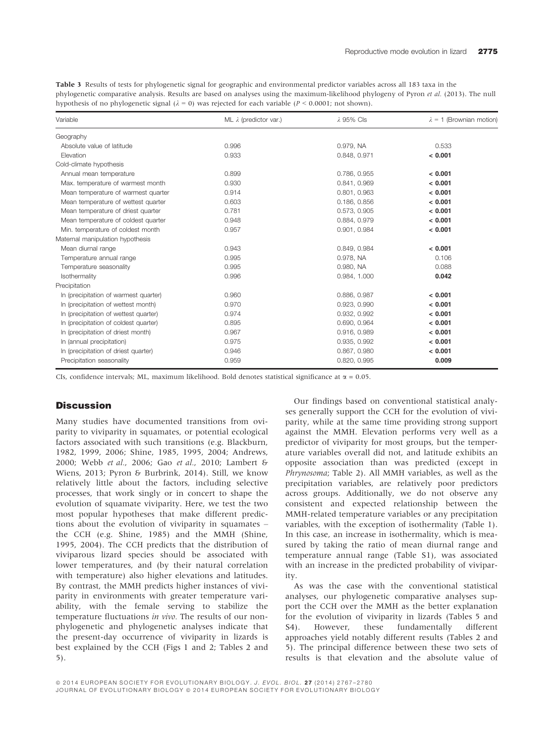**Table 3** Results of tests for phylogenetic signal for geographic and environmental predictor variables across all 183 taxa in the phylogenetic comparative analysis. Results are based on analyses using the maximum-likelihood phylogeny of Pyron *et al.* (2013). The null hypothesis of no phylogenetic signal ($\lambda = 0$) was rejected for each variable ($P < 0.0001$; not shown).

| Variable | ML $\lambda$ (predictor var.) | $\lambda$ 95% CIs | $\lambda = 1$ (Brownian motion) |
|---|---|---|---|
| Geography | | | |
| Absolute value of latitude | 0.996 | 0.979, NA | 0.533 |
| Elevation | 0.933 | 0.848, 0.971 | **< 0.001** |
| Cold-climate hypothesis | | | |
| Annual mean temperature | 0.899 | 0.786, 0.955 | **< 0.001** |
| Max. temperature of warmest month | 0.930 | 0.841, 0.969 | **< 0.001** |
| Mean temperature of warmest quarter | 0.914 | 0.801, 0.963 | **< 0.001** |
| Mean temperature of wettest quarter | 0.603 | 0.186, 0.856 | **< 0.001** |
| Mean temperature of driest quarter | 0.781 | 0.573, 0.905 | **< 0.001** |
| Mean temperature of coldest quarter | 0.948 | 0.884, 0.979 | **< 0.001** |
| Min. temperature of coldest month | 0.957 | 0.901, 0.984 | **< 0.001** |
| Maternal manipulation hypothesis | | | |
| Mean diurnal range | 0.943 | 0.849, 0.984 | **< 0.001** |
| Temperature annual range | 0.995 | 0.978, NA | 0.106 |
| Temperature seasonality | 0.995 | 0.980, NA | 0.088 |
| Isothermality | 0.996 | 0.984, 1.000 | **0.042** |
| Precipitation | | | |
| ln (precipitation of warmest quarter) | 0.960 | 0.886, 0.987 | **< 0.001** |
| ln (precipitation of wettest month) | 0.970 | 0.923, 0.990 | **< 0.001** |
| ln (precipitation of wettest quarter) | 0.974 | 0.932, 0.992 | **< 0.001** |
| ln (precipitation of coldest quarter) | 0.895 | 0.690, 0.964 | **< 0.001** |
| ln (precipitation of driest month) | 0.967 | 0.916, 0.989 | **< 0.001** |
| ln (annual precipitation) | 0.975 | 0.935, 0.992 | **< 0.001** |
| ln (precipitation of driest quarter) | 0.946 | 0.867, 0.980 | **< 0.001** |
| Precipitation seasonality | 0.959 | 0.820, 0.995 | **0.009** |

CIs, confidence intervals; ML, maximum likelihood. Bold denotes statistical significance at $\alpha = 0.05$.

## Discussion

Many studies have documented transitions from oviparity to viviparity in squamates, or potential ecological factors associated with such transitions (e.g. Blackburn, 1982, 1999, 2006; Shine, 1985, 1995, 2004; Andrews, 2000; Webb *et al.*, 2006; Gao *et al.*, 2010; Lambert & Wiens, 2013; Pyron & Burbrink, 2014). Still, we know relatively little about the factors, including selective processes, that work singly or in concert to shape the evolution of squamate viviparity. Here, we test the two most popular hypotheses that make different predictions about the evolution of viviparity in squamates – the CCH (e.g. Shine, 1985) and the MMH (Shine, 1995, 2004). The CCH predicts that the distribution of viviparous lizard species should be associated with lower temperatures, and (by their natural correlation with temperature) also higher elevations and latitudes. By contrast, the MMH predicts higher instances of viviparity in environments with greater temperature variability, with the female serving to stabilize the temperature fluctuations *in vivo.* The results of our nonphylogenetic and phylogenetic analyses indicate that the present-day occurrence of viviparity in lizards is best explained by the CCH (Figs 1 and 2; Tables 2 and 5).

Our findings based on conventional statistical analyses generally support the CCH for the evolution of viviparity, while at the same time providing strong support against the MMH. Elevation performs very well as a predictor of viviparity for most groups, but the temperature variables overall did not, and latitude exhibits an opposite association than was predicted (except in *Phrynosoma*; Table 2). All MMH variables, as well as the precipitation variables, are relatively poor predictors across groups. Additionally, we do not observe any consistent and expected relationship between the MMH-related temperature variables or any precipitation variables, with the exception of isothermality (Table 1). In this case, an increase in isothermality, which is measured by taking the ratio of mean diurnal range and temperature annual range (Table S1), was associated with an increase in the predicted probability of viviparity.

As was the case with the conventional statistical analyses, our phylogenetic comparative analyses support the CCH over the MMH as the better explanation for the evolution of viviparity in lizards (Tables 5 and S4). However, these fundamentally different approaches yield notably different results (Tables 2 and 5). The principal difference between these two sets of results is that elevation and the absolute value of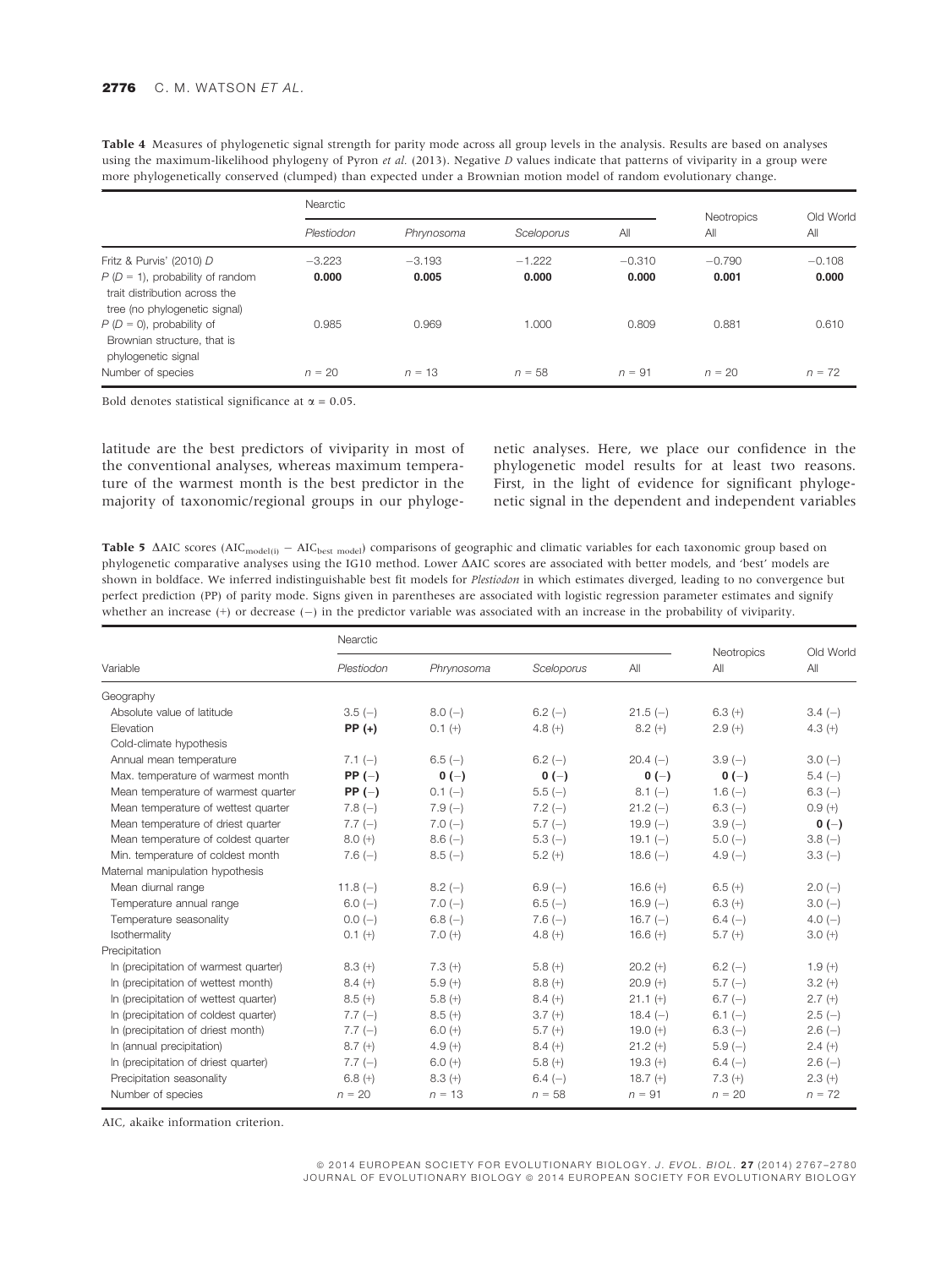**Table 4** Measures of phylogenetic signal strength for parity mode across all group levels in the analysis. Results are based on analyses using the maximum-likelihood phylogeny of Pyron *et al.* (2013). Negative *D* values indicate that patterns of viviparity in a group were more phylogenetically conserved (clumped) than expected under a Brownian motion model of random evolutionary change.

| | Nearctic | | | | Neotropics | Old World |
|---|---|---|---|---|---|---|
| | *Plestiodon* | *Phrynosoma* | *Sceloporus* | All | All | All |
| Fritz & Purvis' (2010) *D* | −3.223 | −3.193 | −1.222 | −0.310 | −0.790 | −0.108 |
| *P* (*D* = 1), probability of random trait distribution across the tree (no phylogenetic signal) | **0.000** | **0.005** | **0.000** | **0.000** | **0.001** | **0.000** |
| *P* (*D* = 0), probability of Brownian structure, that is phylogenetic signal | 0.985 | 0.969 | 1.000 | 0.809 | 0.881 | 0.610 |
| Number of species | *n* = 20 | *n* = 13 | *n* = 58 | *n* = 91 | *n* = 20 | *n* = 72 |

Bold denotes statistical significance at $\alpha = 0.05$.

latitude are the best predictors of viviparity in most of the conventional analyses, whereas maximum temperature of the warmest month is the best predictor in the majority of taxonomic/regional groups in our phylogenetic analyses. Here, we place our confidence in the phylogenetic model results for at least two reasons. First, in the light of evidence for significant phylogenetic signal in the dependent and independent variables

**Table 5** ΔAIC scores ($AIC_{model(i)} - AIC_{best\ model}$) comparisons of geographic and climatic variables for each taxonomic group based on phylogenetic comparative analyses using the IG10 method. Lower ΔAIC scores are associated with better models, and 'best' models are shown in boldface. We inferred indistinguishable best fit models for *Plestiodon* in which estimates diverged, leading to no convergence but perfect prediction (PP) of parity mode. Signs given in parentheses are associated with logistic regression parameter estimates and signify whether an increase (+) or decrease (−) in the predictor variable was associated with an increase in the probability of viviparity.

| | Nearctic | | | | Neotropics | Old World |
|---|---|---|---|---|---|---|
| Variable | *Plestiodon* | *Phrynosoma* | *Sceloporus* | All | All | All |
| Geography | | | | | | |
| Absolute value of latitude | 3.5 (−) | 8.0 (−) | 6.2 (−) | 21.5 (−) | 6.3 (+) | 3.4 (−) |
| Elevation | **PP (+)** | 0.1 (+) | 4.8 (+) | 8.2 (+) | 2.9 (+) | 4.3 (+) |
| Cold-climate hypothesis | | | | | | |
| Annual mean temperature | 7.1 (−) | 6.5 (−) | 6.2 (−) | 20.4 (−) | 3.9 (−) | 3.0 (−) |
| Max. temperature of warmest month | **PP (−)** | **0 (−)** | **0 (−)** | **0 (−)** | **0 (−)** | 5.4 (−) |
| Mean temperature of warmest quarter | **PP (−)** | 0.1 (−) | 5.5 (−) | 8.1 (−) | 1.6 (−) | 6.3 (−) |
| Mean temperature of wettest quarter | 7.8 (−) | 7.9 (−) | 7.2 (−) | 21.2 (−) | 6.3 (−) | 0.9 (+) |
| Mean temperature of driest quarter | 7.7 (−) | 7.0 (−) | 5.7 (−) | 19.9 (−) | 3.9 (−) | **0 (−)** |
| Mean temperature of coldest quarter | 8.0 (+) | 8.6 (−) | 5.3 (−) | 19.1 (−) | 5.0 (−) | 3.8 (−) |
| Min. temperature of coldest month | 7.6 (−) | 8.5 (−) | 5.2 (+) | 18.6 (−) | 4.9 (−) | 3.3 (−) |
| Maternal manipulation hypothesis | | | | | | |
| Mean diurnal range | 11.8 (−) | 8.2 (−) | 6.9 (−) | 16.6 (+) | 6.5 (+) | 2.0 (−) |
| Temperature annual range | 6.0 (−) | 7.0 (−) | 6.5 (−) | 16.9 (−) | 6.3 (+) | 3.0 (−) |
| Temperature seasonality | 0.0 (−) | 6.8 (−) | 7.6 (−) | 16.7 (−) | 6.4 (−) | 4.0 (−) |
| Isothermality | 0.1 (+) | 7.0 (+) | 4.8 (+) | 16.6 (+) | 5.7 (+) | 3.0 (+) |
| Precipitation | | | | | | |
| ln (precipitation of warmest quarter) | 8.3 (+) | 7.3 (+) | 5.8 (+) | 20.2 (+) | 6.2 (−) | 1.9 (+) |
| ln (precipitation of wettest month) | 8.4 (+) | 5.9 (+) | 8.8 (+) | 20.9 (+) | 5.7 (−) | 3.2 (+) |
| ln (precipitation of wettest quarter) | 8.5 (+) | 5.8 (+) | 8.4 (+) | 21.1 (+) | 6.7 (−) | 2.7 (+) |
| ln (precipitation of coldest quarter) | 7.7 (−) | 8.5 (+) | 3.7 (+) | 18.4 (−) | 6.1 (−) | 2.5 (−) |
| ln (precipitation of driest month) | 7.7 (−) | 6.0 (+) | 5.7 (+) | 19.0 (+) | 6.3 (−) | 2.6 (−) |
| ln (annual precipitation) | 8.7 (+) | 4.9 (+) | 8.4 (+) | 21.2 (+) | 5.9 (−) | 2.4 (+) |
| ln (precipitation of driest quarter) | 7.7 (−) | 6.0 (+) | 5.8 (+) | 19.3 (+) | 6.4 (−) | 2.6 (−) |
| Precipitation seasonality | 6.8 (+) | 8.3 (+) | 6.4 (−) | 18.7 (+) | 7.3 (+) | 2.3 (+) |
| Number of species | *n* = 20 | *n* = 13 | *n* = 58 | *n* = 91 | *n* = 20 | *n* = 72 |

AIC, akaike information criterion.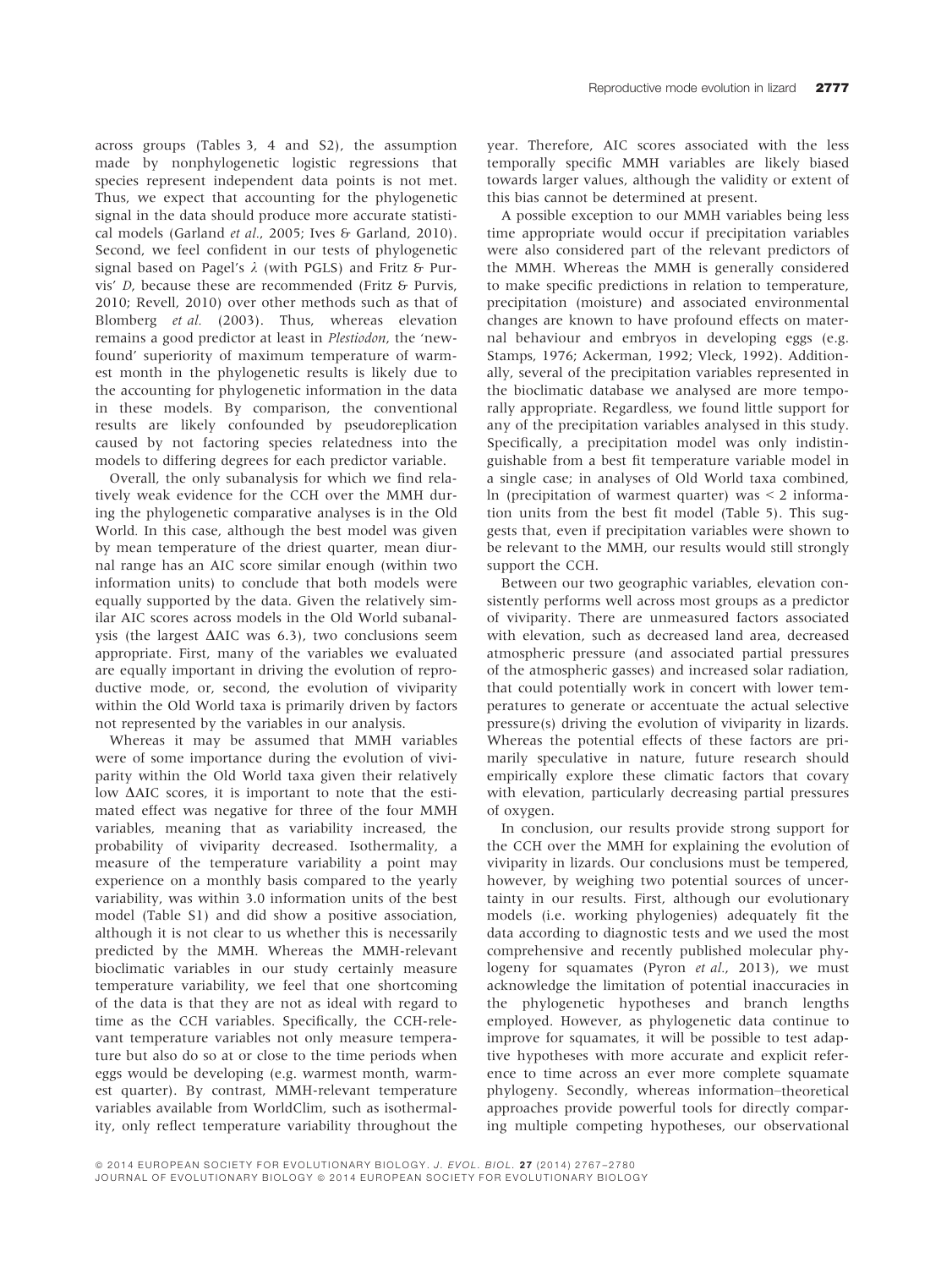across groups (Tables 3, 4 and S2), the assumption made by nonphylogenetic logistic regressions that species represent independent data points is not met. Thus, we expect that accounting for the phylogenetic signal in the data should produce more accurate statistical models (Garland *et al.*, 2005; Ives & Garland, 2010). Second, we feel confident in our tests of phylogenetic signal based on Pagel's $\lambda$ (with PGLS) and Fritz & Purvis' *D*, because these are recommended (Fritz & Purvis, 2010; Revell, 2010) over other methods such as that of Blomberg *et al.* (2003). Thus, whereas elevation remains a good predictor at least in *Plestiodon*, the 'newfound' superiority of maximum temperature of warmest month in the phylogenetic results is likely due to the accounting for phylogenetic information in the data in these models. By comparison, the conventional results are likely confounded by pseudoreplication caused by not factoring species relatedness into the models to differing degrees for each predictor variable.

Overall, the only subanalysis for which we find relatively weak evidence for the CCH over the MMH during the phylogenetic comparative analyses is in the Old World. In this case, although the best model was given by mean temperature of the driest quarter, mean diurnal range has an AIC score similar enough (within two information units) to conclude that both models were equally supported by the data. Given the relatively similar AIC scores across models in the Old World subanalysis (the largest $\Delta$AIC was 6.3), two conclusions seem appropriate. First, many of the variables we evaluated are equally important in driving the evolution of reproductive mode, or, second, the evolution of viviparity within the Old World taxa is primarily driven by factors not represented by the variables in our analysis.

Whereas it may be assumed that MMH variables were of some importance during the evolution of viviparity within the Old World taxa given their relatively low $\Delta$AIC scores, it is important to note that the estimated effect was negative for three of the four MMH variables, meaning that as variability increased, the probability of viviparity decreased. Isothermality, a measure of the temperature variability a point may experience on a monthly basis compared to the yearly variability, was within 3.0 information units of the best model (Table S1) and did show a positive association, although it is not clear to us whether this is necessarily predicted by the MMH. Whereas the MMH-relevant bioclimatic variables in our study certainly measure temperature variability, we feel that one shortcoming of the data is that they are not as ideal with regard to time as the CCH variables. Specifically, the CCH-relevant temperature variables not only measure temperature but also do so at or close to the time periods when eggs would be developing (e.g. warmest month, warmest quarter). By contrast, MMH-relevant temperature variables available from WorldClim, such as isothermality, only reflect temperature variability throughout the year. Therefore, AIC scores associated with the less temporally specific MMH variables are likely biased towards larger values, although the validity or extent of this bias cannot be determined at present.

A possible exception to our MMH variables being less time appropriate would occur if precipitation variables were also considered part of the relevant predictors of the MMH. Whereas the MMH is generally considered to make specific predictions in relation to temperature, precipitation (moisture) and associated environmental changes are known to have profound effects on maternal behaviour and embryos in developing eggs (e.g. Stamps, 1976; Ackerman, 1992; Vleck, 1992). Additionally, several of the precipitation variables represented in the bioclimatic database we analysed are more temporally appropriate. Regardless, we found little support for any of the precipitation variables analysed in this study. Specifically, a precipitation model was only indistinguishable from a best fit temperature variable model in a single case; in analyses of Old World taxa combined, ln (precipitation of warmest quarter) was < 2 information units from the best fit model (Table 5). This suggests that, even if precipitation variables were shown to be relevant to the MMH, our results would still strongly support the CCH.

Between our two geographic variables, elevation consistently performs well across most groups as a predictor of viviparity. There are unmeasured factors associated with elevation, such as decreased land area, decreased atmospheric pressure (and associated partial pressures of the atmospheric gasses) and increased solar radiation, that could potentially work in concert with lower temperatures to generate or accentuate the actual selective pressure(s) driving the evolution of viviparity in lizards. Whereas the potential effects of these factors are primarily speculative in nature, future research should empirically explore these climatic factors that covary with elevation, particularly decreasing partial pressures of oxygen.

In conclusion, our results provide strong support for the CCH over the MMH for explaining the evolution of viviparity in lizards. Our conclusions must be tempered, however, by weighing two potential sources of uncertainty in our results. First, although our evolutionary models (i.e. working phylogenies) adequately fit the data according to diagnostic tests and we used the most comprehensive and recently published molecular phylogeny for squamates (Pyron *et al.*, 2013), we must acknowledge the limitation of potential inaccuracies in the phylogenetic hypotheses and branch lengths employed. However, as phylogenetic data continue to improve for squamates, it will be possible to test adaptive hypotheses with more accurate and explicit reference to time across an ever more complete squamate phylogeny. Secondly, whereas information–theoretical approaches provide powerful tools for directly comparing multiple competing hypotheses, our observational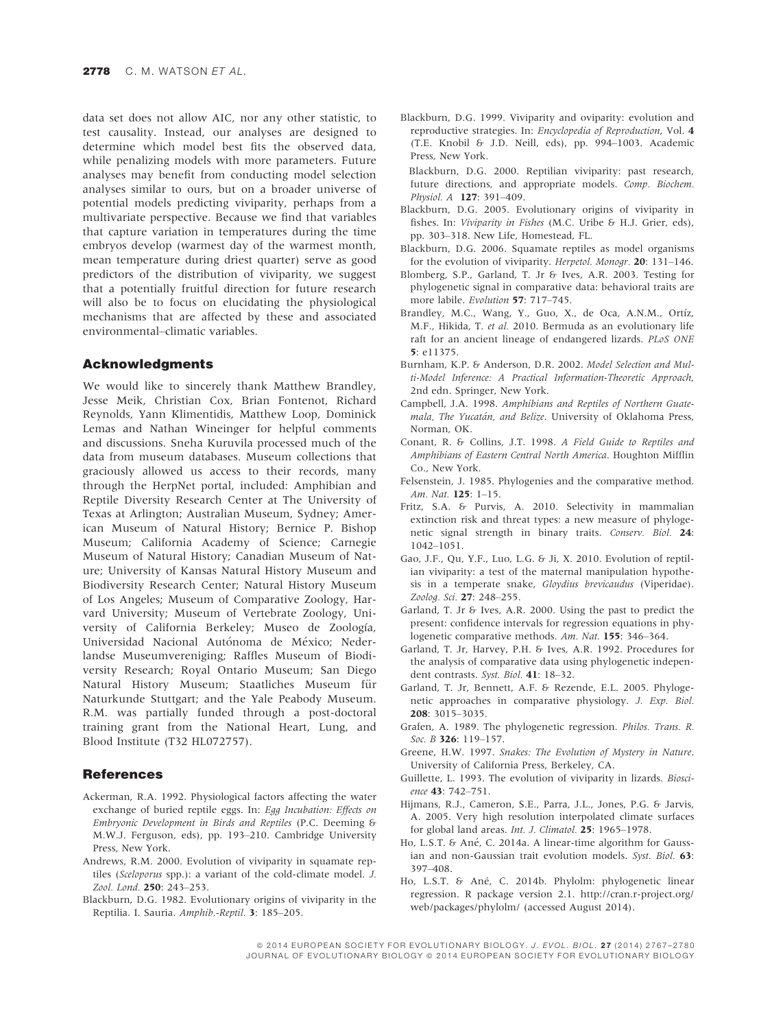data set does not allow AIC, nor any other statistic, to test causality. Instead, our analyses are designed to determine which model best fits the observed data, while penalizing models with more parameters. Future analyses may benefit from conducting model selection analyses similar to ours, but on a broader universe of potential models predicting viviparity, perhaps from a multivariate perspective. Because we find that variables that capture variation in temperatures during the time embryos develop (warmest day of the warmest month, mean temperature during driest quarter) serve as good predictors of the distribution of viviparity, we suggest that a potentially fruitful direction for future research will also be to focus on elucidating the physiological mechanisms that are affected by these and associated environmental–climatic variables.

## Acknowledgments

We would like to sincerely thank Matthew Brandley, Jesse Meik, Christian Cox, Brian Fontenot, Richard Reynolds, Yann Klimentidis, Matthew Loop, Dominick Lemas and Nathan Wineinger for helpful comments and discussions. Sneha Kuruvila processed much of the data from museum databases. Museum collections that graciously allowed us access to their records, many through the HerpNet portal, included: Amphibian and Reptile Diversity Research Center at The University of Texas at Arlington; Australian Museum, Sydney; American Museum of Natural History; Bernice P. Bishop Museum; California Academy of Science; Carnegie Museum of Natural History; Canadian Museum of Nature; University of Kansas Natural History Museum and Biodiversity Research Center; Natural History Museum of Los Angeles; Museum of Comparative Zoology, Harvard University; Museum of Vertebrate Zoology, University of California Berkeley; Museo de Zoología, Universidad Nacional Autónoma de México; Nederlandse Museumvereniging; Raffles Museum of Biodiversity Research; Royal Ontario Museum; San Diego Natural History Museum; Staatliches Museum für Naturkunde Stuttgart; and the Yale Peabody Museum. R.M. was partially funded through a post-doctoral training grant from the National Heart, Lung, and Blood Institute (T32 HL072757).

## References

Ackerman, R.A. 1992. Physiological factors affecting the water exchange of buried reptile eggs. In: *Egg Incubation: Effects on Embryonic Development in Birds and Reptiles* (P.C. Deeming & M.W.J. Ferguson, eds), pp. 193–210. Cambridge University Press, New York.

Andrews, R.M. 2000. Evolution of viviparity in squamate reptiles (*Sceloporus* spp.): a variant of the cold-climate model. *J. Zool. Lond.* **250**: 243–253.

Blackburn, D.G. 1982. Evolutionary origins of viviparity in the Reptilia. I. Sauria. *Amphib.-Reptil.* **3**: 185–205.

Blackburn, D.G. 1999. Viviparity and oviparity: evolution and reproductive strategies. In: *Encyclopedia of Reproduction*, Vol. **4** (T.E. Knobil & J.D. Neill, eds), pp. 994–1003. Academic Press, New York.

Blackburn, D.G. 2000. Reptilian viviparity: past research, future directions, and appropriate models. *Comp. Biochem. Physiol. A* **127**: 391–409.

Blackburn, D.G. 2005. Evolutionary origins of viviparity in fishes. In: *Viviparity in Fishes* (M.C. Uribe & H.J. Grier, eds), pp. 303–318. New Life, Homestead, FL.

Blackburn, D.G. 2006. Squamate reptiles as model organisms for the evolution of viviparity. *Herpetol. Monogr.* **20**: 131–146.

Blomberg, S.P., Garland, T. Jr & Ives, A.R. 2003. Testing for phylogenetic signal in comparative data: behavioral traits are more labile. *Evolution* **57**: 717–745.

Brandley, M.C., Wang, Y., Guo, X., de Oca, A.N.M., Ortíz, M.F., Hikida, T. *et al.* 2010. Bermuda as an evolutionary life raft for an ancient lineage of endangered lizards. *PLoS ONE* **5**: e11375.

Burnham, K.P. & Anderson, D.R. 2002. *Model Selection and Multi-Model Inference: A Practical Information-Theoretic Approach*, 2nd edn. Springer, New York.

Campbell, J.A. 1998. *Amphibians and Reptiles of Northern Guatemala, The Yucatán, and Belize*. University of Oklahoma Press, Norman, OK.

Conant, R. & Collins, J.T. 1998. *A Field Guide to Reptiles and Amphibians of Eastern Central North America*. Houghton Mifflin Co., New York.

Felsenstein, J. 1985. Phylogenies and the comparative method. *Am. Nat.* **125**: 1–15.

Fritz, S.A. & Purvis, A. 2010. Selectivity in mammalian extinction risk and threat types: a new measure of phylogenetic signal strength in binary traits. *Conserv. Biol.* **24**: 1042–1051.

Gao, J.F., Qu, Y.F., Luo, L.G. & Ji, X. 2010. Evolution of reptilian viviparity: a test of the maternal manipulation hypothesis in a temperate snake, *Gloydius brevicaudus* (Viperidae). *Zoolog. Sci.* **27**: 248–255.

Garland, T. Jr & Ives, A.R. 2000. Using the past to predict the present: confidence intervals for regression equations in phylogenetic comparative methods. *Am. Nat.* **155**: 346–364.

Garland, T. Jr, Harvey, P.H. & Ives, A.R. 1992. Procedures for the analysis of comparative data using phylogenetic independent contrasts. *Syst. Biol.* **41**: 18–32.

Garland, T. Jr, Bennett, A.F. & Rezende, E.L. 2005. Phylogenetic approaches in comparative physiology. *J. Exp. Biol.* **208**: 3015–3035.

Grafen, A. 1989. The phylogenetic regression. *Philos. Trans. R. Soc. B* **326**: 119–157.

Greene, H.W. 1997. *Snakes: The Evolution of Mystery in Nature*. University of California Press, Berkeley, CA.

Guillette, L. 1993. The evolution of viviparity in lizards. *Bioscience* **43**: 742–751.

Hijmans, R.J., Cameron, S.E., Parra, J.L., Jones, P.G. & Jarvis, A. 2005. Very high resolution interpolated climate surfaces for global land areas. *Int. J. Climatol.* **25**: 1965–1978.

Ho, L.S.T. & Ané, C. 2014a. A linear-time algorithm for Gaussian and non-Gaussian trait evolution models. *Syst. Biol.* **63**: 397–408.

Ho, L.S.T. & Ané, C. 2014b. Phylolm: phylogenetic linear regression. R package version 2.1. http://cran.r-project.org/web/packages/phylolm/ (accessed August 2014).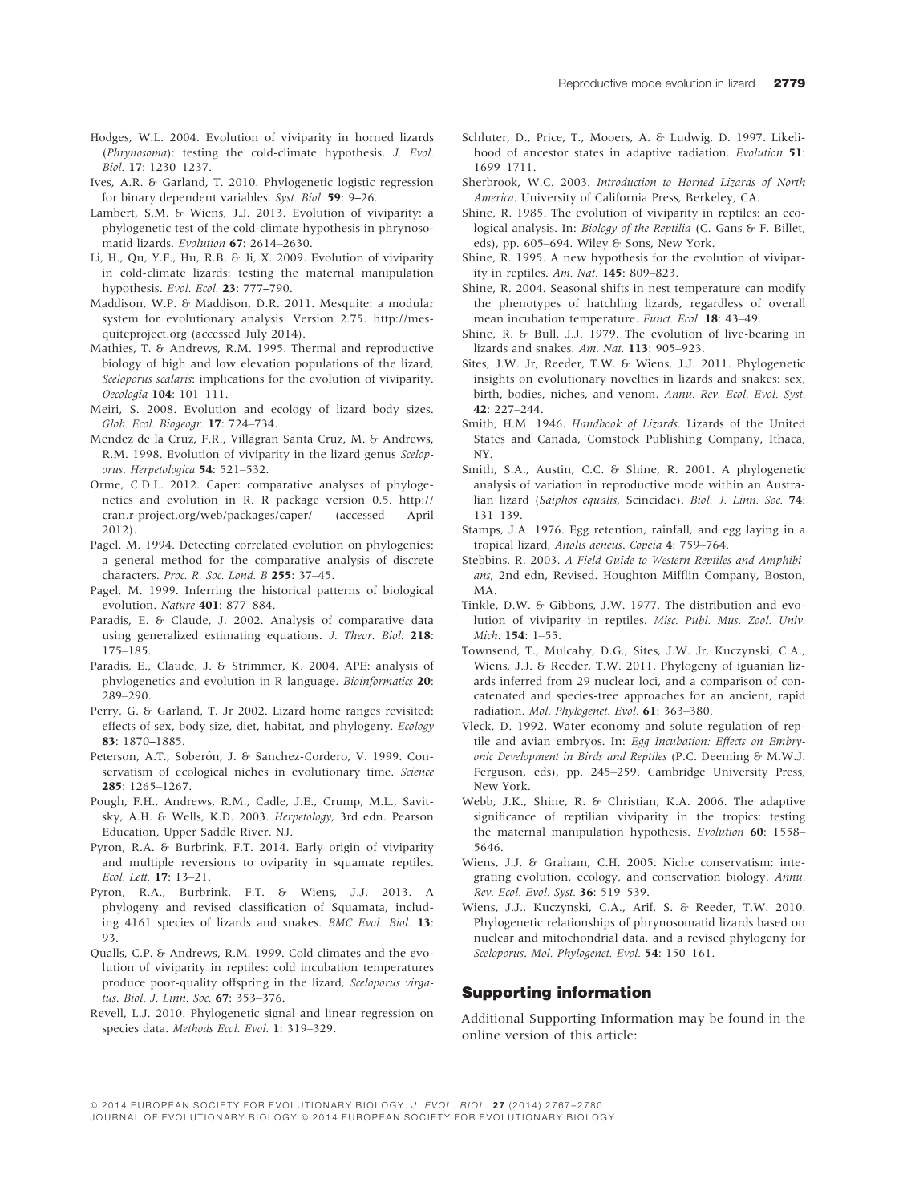Hodges, W.L. 2004. Evolution of viviparity in horned lizards (*Phrynosoma*): testing the cold-climate hypothesis. *J. Evol. Biol.* **17**: 1230–1237.

Ives, A.R. & Garland, T. 2010. Phylogenetic logistic regression for binary dependent variables. *Syst. Biol.* **59**: 9–26.

Lambert, S.M. & Wiens, J.J. 2013. Evolution of viviparity: a phylogenetic test of the cold-climate hypothesis in phrynosomatid lizards. *Evolution* **67**: 2614–2630.

Li, H., Qu, Y.F., Hu, R.B. & Ji, X. 2009. Evolution of viviparity in cold-climate lizards: testing the maternal manipulation hypothesis. *Evol. Ecol.* **23**: 777–790.

Maddison, W.P. & Maddison, D.R. 2011. Mesquite: a modular system for evolutionary analysis. Version 2.75. http://mesquiteproject.org (accessed July 2014).

Mathies, T. & Andrews, R.M. 1995. Thermal and reproductive biology of high and low elevation populations of the lizard, *Sceloporus scalaris*: implications for the evolution of viviparity. *Oecologia* **104**: 101–111.

Meiri, S. 2008. Evolution and ecology of lizard body sizes. *Glob. Ecol. Biogeogr.* **17**: 724–734.

Mendez de la Cruz, F.R., Villagran Santa Cruz, M. & Andrews, R.M. 1998. Evolution of viviparity in the lizard genus *Sceloporus*. *Herpetologica* **54**: 521–532.

Orme, C.D.L. 2012. Caper: comparative analyses of phylogenetics and evolution in R. R package version 0.5. http://cran.r-project.org/web/packages/caper/ (accessed April 2012).

Pagel, M. 1994. Detecting correlated evolution on phylogenies: a general method for the comparative analysis of discrete characters. *Proc. R. Soc. Lond. B* **255**: 37–45.

Pagel, M. 1999. Inferring the historical patterns of biological evolution. *Nature* **401**: 877–884.

Paradis, E. & Claude, J. 2002. Analysis of comparative data using generalized estimating equations. *J. Theor. Biol.* **218**: 175–185.

Paradis, E., Claude, J. & Strimmer, K. 2004. APE: analysis of phylogenetics and evolution in R language. *Bioinformatics* **20**: 289–290.

Perry, G. & Garland, T. Jr 2002. Lizard home ranges revisited: effects of sex, body size, diet, habitat, and phylogeny. *Ecology* **83**: 1870–1885.

Peterson, A.T., Soberón, J. & Sanchez-Cordero, V. 1999. Conservatism of ecological niches in evolutionary time. *Science* **285**: 1265–1267.

Pough, F.H., Andrews, R.M., Cadle, J.E., Crump, M.L., Savitsky, A.H. & Wells, K.D. 2003. *Herpetology*, 3rd edn. Pearson Education, Upper Saddle River, NJ.

Pyron, R.A. & Burbrink, F.T. 2014. Early origin of viviparity and multiple reversions to oviparity in squamate reptiles. *Ecol. Lett.* **17**: 13–21.

Pyron, R.A., Burbrink, F.T. & Wiens, J.J. 2013. A phylogeny and revised classification of Squamata, including 4161 species of lizards and snakes. *BMC Evol. Biol.* **13**: 93.

Qualls, C.P. & Andrews, R.M. 1999. Cold climates and the evolution of viviparity in reptiles: cold incubation temperatures produce poor-quality offspring in the lizard, *Sceloporus virgatus*. *Biol. J. Linn. Soc.* **67**: 353–376.

Revell, L.J. 2010. Phylogenetic signal and linear regression on species data. *Methods Ecol. Evol.* **1**: 319–329.

Schluter, D., Price, T., Mooers, A. & Ludwig, D. 1997. Likelihood of ancestor states in adaptive radiation. *Evolution* **51**: 1699–1711.

Sherbrook, W.C. 2003. *Introduction to Horned Lizards of North America*. University of California Press, Berkeley, CA.

Shine, R. 1985. The evolution of viviparity in reptiles: an ecological analysis. In: *Biology of the Reptilia* (C. Gans & F. Billet, eds), pp. 605–694. Wiley & Sons, New York.

Shine, R. 1995. A new hypothesis for the evolution of viviparity in reptiles. *Am. Nat.* **145**: 809–823.

Shine, R. 2004. Seasonal shifts in nest temperature can modify the phenotypes of hatchling lizards, regardless of overall mean incubation temperature. *Funct. Ecol.* **18**: 43–49.

Shine, R. & Bull, J.J. 1979. The evolution of live-bearing in lizards and snakes. *Am. Nat.* **113**: 905–923.

Sites, J.W. Jr, Reeder, T.W. & Wiens, J.J. 2011. Phylogenetic insights on evolutionary novelties in lizards and snakes: sex, birth, bodies, niches, and venom. *Annu. Rev. Ecol. Evol. Syst.* **42**: 227–244.

Smith, H.M. 1946. *Handbook of Lizards*. Lizards of the United States and Canada, Comstock Publishing Company, Ithaca, NY.

Smith, S.A., Austin, C.C. & Shine, R. 2001. A phylogenetic analysis of variation in reproductive mode within an Australian lizard (*Saiphos equalis*, Scincidae). *Biol. J. Linn. Soc.* **74**: 131–139.

Stamps, J.A. 1976. Egg retention, rainfall, and egg laying in a tropical lizard, *Anolis aeneus*. *Copeia* **4**: 759–764.

Stebbins, R. 2003. *A Field Guide to Western Reptiles and Amphibians*, 2nd edn, Revised. Houghton Mifflin Company, Boston, MA.

Tinkle, D.W. & Gibbons, J.W. 1977. The distribution and evolution of viviparity in reptiles. *Misc. Publ. Mus. Zool. Univ. Mich.* **154**: 1–55.

Townsend, T., Mulcahy, D.G., Sites, J.W. Jr, Kuczynski, C.A., Wiens, J.J. & Reeder, T.W. 2011. Phylogeny of iguanian lizards inferred from 29 nuclear loci, and a comparison of concatenated and species-tree approaches for an ancient, rapid radiation. *Mol. Phylogenet. Evol.* **61**: 363–380.

Vleck, D. 1992. Water economy and solute regulation of reptile and avian embryos. In: *Egg Incubation: Effects on Embryonic Development in Birds and Reptiles* (P.C. Deeming & M.W.J. Ferguson, eds), pp. 245–259. Cambridge University Press, New York.

Webb, J.K., Shine, R. & Christian, K.A. 2006. The adaptive significance of reptilian viviparity in the tropics: testing the maternal manipulation hypothesis. *Evolution* **60**: 1558–5646.

Wiens, J.J. & Graham, C.H. 2005. Niche conservatism: integrating evolution, ecology, and conservation biology. *Annu. Rev. Ecol. Evol. Syst.* **36**: 519–539.

Wiens, J.J., Kuczynski, C.A., Arif, S. & Reeder, T.W. 2010. Phylogenetic relationships of phrynosomatid lizards based on nuclear and mitochondrial data, and a revised phylogeny for *Sceloporus*. *Mol. Phylogenet. Evol.* **54**: 150–161.

## Supporting information

Additional Supporting Information may be found in the online version of this article: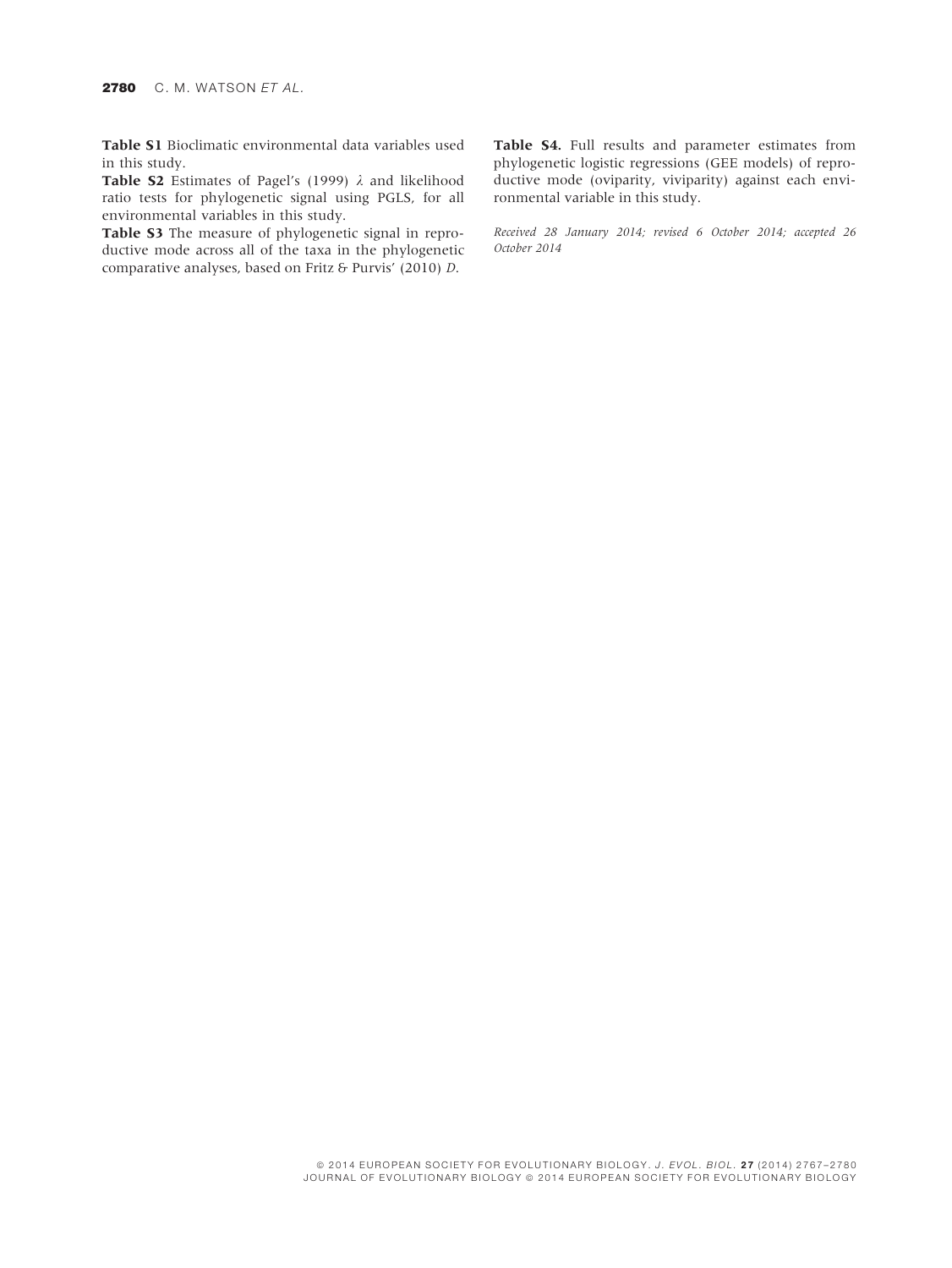**Table S1** Bioclimatic environmental data variables used in this study.

**Table S2** Estimates of Pagel's (1999) $\lambda$ and likelihood ratio tests for phylogenetic signal using PGLS, for all environmental variables in this study.

**Table S3** The measure of phylogenetic signal in reproductive mode across all of the taxa in the phylogenetic comparative analyses, based on Fritz & Purvis' (2010) *D*.

**Table S4.** Full results and parameter estimates from phylogenetic logistic regressions (GEE models) of reproductive mode (oviparity, viviparity) against each environmental variable in this study.

*Received 28 January 2014; revised 6 October 2014; accepted 26 October 2014*